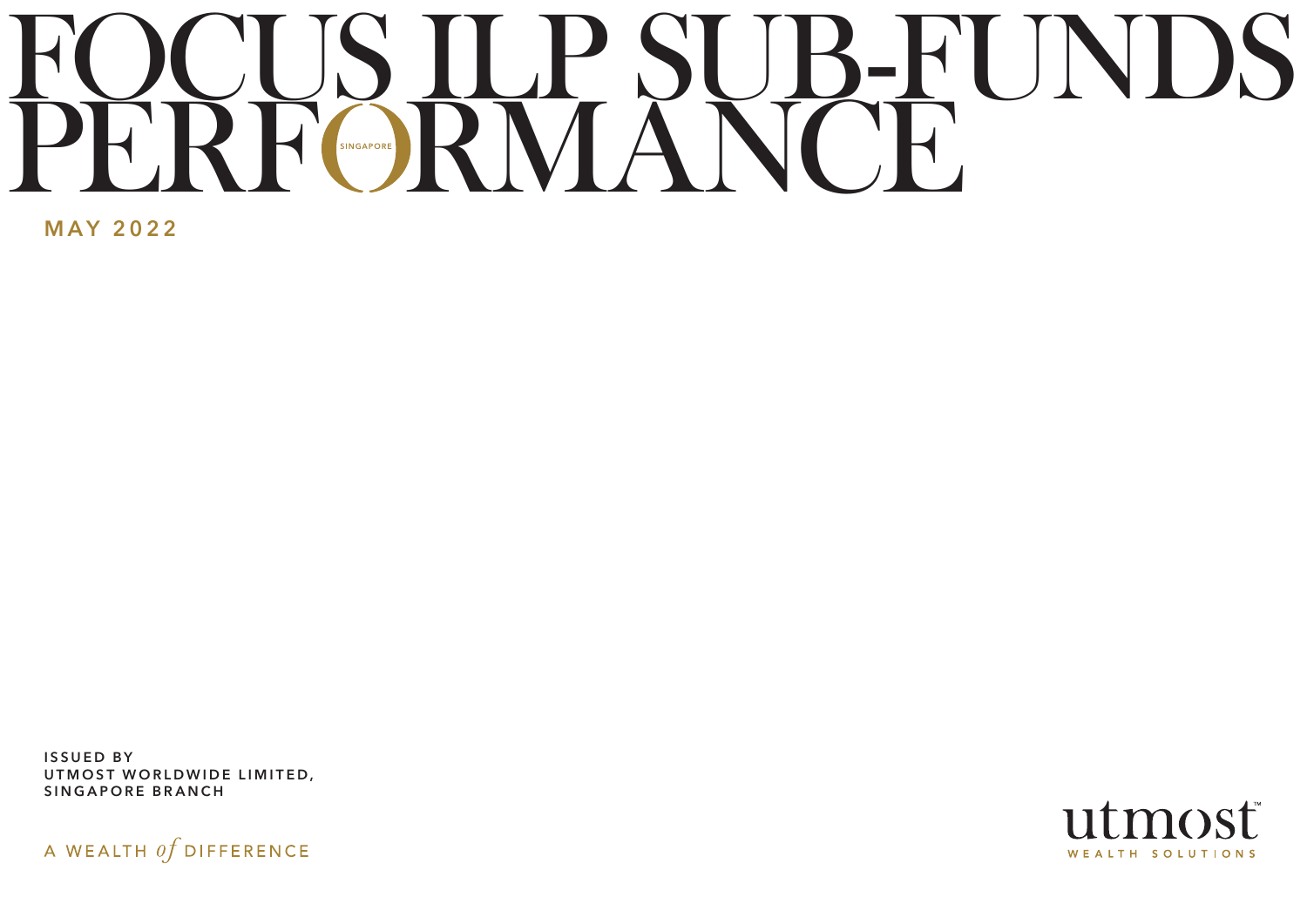# FOCUS ILP SUB-FUNDS PERFORMANCE

SINGAPORE

**MAY 2022**

ISSUED BY
UTMOST WORLDWIDE LIMITED,
SINGAPORE BRANCH

A WEALTH *of* DIFFERENCE

utmost™
WEALTH SOLUTIONS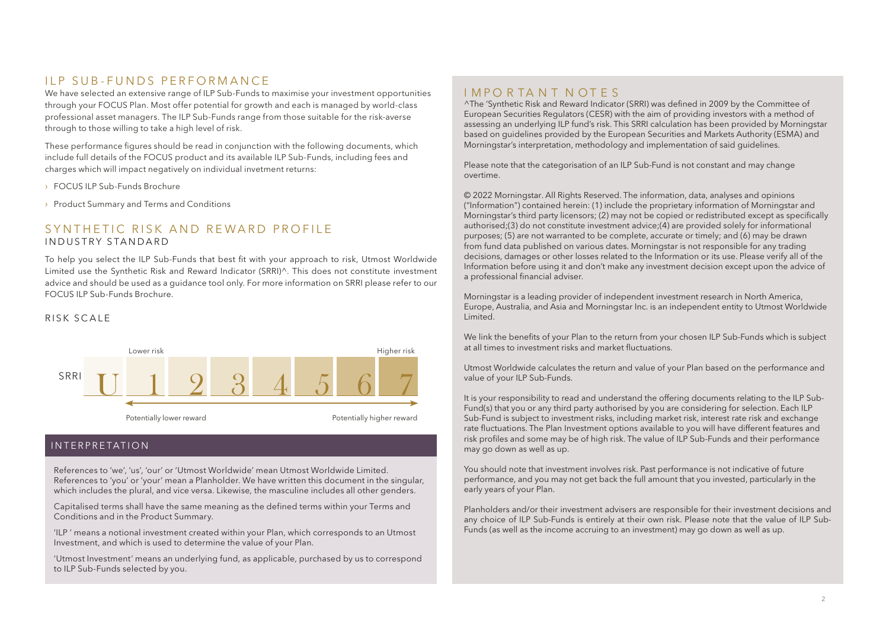## ILP SUB-FUNDS PERFORMANCE

We have selected an extensive range of ILP Sub-Funds to maximise your investment opportunities through your FOCUS Plan. Most offer potential for growth and each is managed by world-class professional asset managers. The ILP Sub-Funds range from those suitable for the risk-averse through to those willing to take a high level of risk.

These performance figures should be read in conjunction with the following documents, which include full details of the FOCUS product and its available ILP Sub-Funds, including fees and charges which will impact negatively on individual invetment returns:

- FOCUS ILP Sub-Funds Brochure
- Product Summary and Terms and Conditions

## SYNTHETIC RISK AND REWARD PROFILE

### INDUSTRY STANDARD

To help you select the ILP Sub-Funds that best fit with your approach to risk, Utmost Worldwide Limited use the Synthetic Risk and Reward Indicator (SRRI)^. This does not constitute investment advice and should be used as a guidance tool only. For more information on SRRI please refer to our FOCUS ILP Sub-Funds Brochure.

### RISK SCALE

| | Lower risk | | | | | | Higher risk |
|---|---|---|---|---|---|---|---|
| SRRI | U | 1 | 2 | 3 | 4 | 5 | 6 | 7 |

Potentially lower reward ← → Potentially higher reward

### INTERPRETATION

References to 'we', 'us', 'our' or 'Utmost Worldwide' mean Utmost Worldwide Limited. References to 'you' or 'your' mean a Planholder. We have written this document in the singular, which includes the plural, and vice versa. Likewise, the masculine includes all other genders.

Capitalised terms shall have the same meaning as the defined terms within your Terms and Conditions and in the Product Summary.

'ILP ' means a notional investment created within your Plan, which corresponds to an Utmost Investment, and which is used to determine the value of your Plan.

'Utmost Investment' means an underlying fund, as applicable, purchased by us to correspond to ILP Sub-Funds selected by you.

## IMPORTANT NOTES

^The 'Synthetic Risk and Reward Indicator (SRRI) was defined in 2009 by the Committee of European Securities Regulators (CESR) with the aim of providing investors with a method of assessing an underlying ILP fund's risk. This SRRI calculation has been provided by Morningstar based on guidelines provided by the European Securities and Markets Authority (ESMA) and Morningstar's interpretation, methodology and implementation of said guidelines.

Please note that the categorisation of an ILP Sub-Fund is not constant and may change overtime.

© 2022 Morningstar. All Rights Reserved. The information, data, analyses and opinions ("Information") contained herein: (1) include the proprietary information of Morningstar and Morningstar's third party licensors; (2) may not be copied or redistributed except as specifically authorised;(3) do not constitute investment advice;(4) are provided solely for informational purposes; (5) are not warranted to be complete, accurate or timely; and (6) may be drawn from fund data published on various dates. Morningstar is not responsible for any trading decisions, damages or other losses related to the Information or its use. Please verify all of the Information before using it and don't make any investment decision except upon the advice of a professional financial adviser.

Morningstar is a leading provider of independent investment research in North America, Europe, Australia, and Asia and Morningstar Inc. is an independent entity to Utmost Worldwide Limited.

We link the benefits of your Plan to the return from your chosen ILP Sub-Funds which is subject at all times to investment risks and market fluctuations.

Utmost Worldwide calculates the return and value of your Plan based on the performance and value of your ILP Sub-Funds.

It is your responsibility to read and understand the offering documents relating to the ILP Sub-Fund(s) that you or any third party authorised by you are considering for selection. Each ILP Sub-Fund is subject to investment risks, including market risk, interest rate risk and exchange rate fluctuations. The Plan Investment options available to you will have different features and risk profiles and some may be of high risk. The value of ILP Sub-Funds and their performance may go down as well as up.

You should note that investment involves risk. Past performance is not indicative of future performance, and you may not get back the full amount that you invested, particularly in the early years of your Plan.

Planholders and/or their investment advisers are responsible for their investment decisions and any choice of ILP Sub-Funds is entirely at their own risk. Please note that the value of ILP Sub-Funds (as well as the income accruing to an investment) may go down as well as up.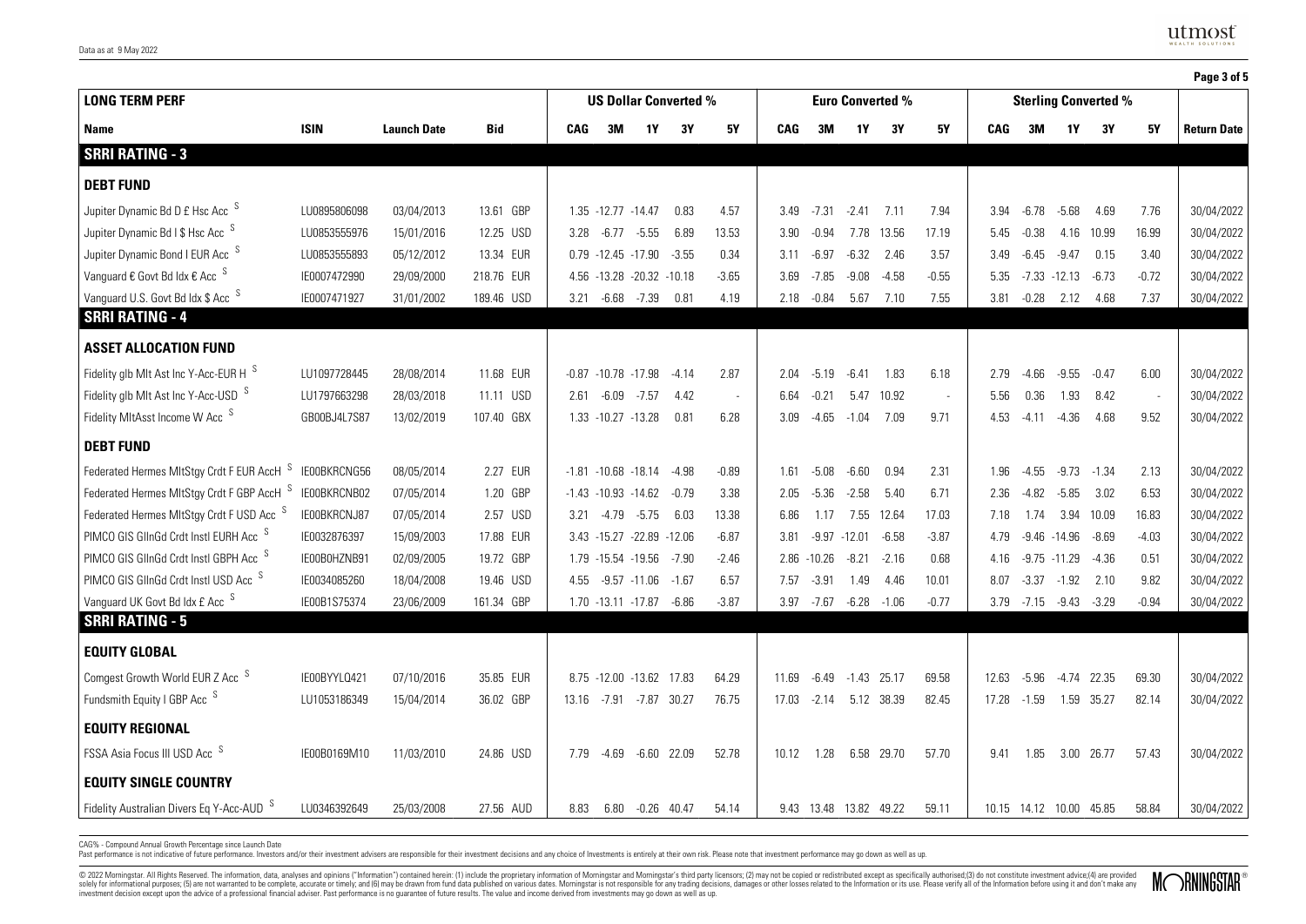Data as at 9 May 2022

| LONG TERM PERF | | | | US Dollar Converted % | | | | | Euro Converted % | | | | | Sterling Converted % | | | | | |
|---|---|---|---|---|---|---|---|---|---|---|---|---|---|---|---|---|---|---|---|
| **Name** | **ISIN** | **Launch Date** | **Bid** | **CAG** | **3M** | **1Y** | **3Y** | **5Y** | **CAG** | **3M** | **1Y** | **3Y** | **5Y** | **CAG** | **3M** | **1Y** | **3Y** | **5Y** | **Return Date** |
| **SRRI RATING - 3** | | | | | | | | | | | | | | | | | | | |
| **DEBT FUND** | | | | | | | | | | | | | | | | | | | |
| Jupiter Dynamic Bd D £ Hsc Acc S | LU0895806098 | 03/04/2013 | 13.61 GBP | 1.35 | -12.77 | -14.47 | 0.83 | 4.57 | 3.49 | -7.31 | -2.41 | 7.11 | 7.94 | 3.94 | -6.78 | -5.68 | 4.69 | 7.76 | 30/04/2022 |
| Jupiter Dynamic Bd I $ Hsc Acc S | LU0853555976 | 15/01/2016 | 12.25 USD | 3.28 | -6.77 | -5.55 | 6.89 | 13.53 | 3.90 | -0.94 | 7.78 | 13.56 | 17.19 | 5.45 | -0.38 | 4.16 | 10.99 | 16.99 | 30/04/2022 |
| Jupiter Dynamic Bond I EUR Acc S | LU0853555893 | 05/12/2012 | 13.34 EUR | 0.79 | -12.45 | -17.90 | -3.55 | 0.34 | 3.11 | -6.97 | -6.32 | 2.46 | 3.57 | 3.49 | -6.45 | -9.47 | 0.15 | 3.40 | 30/04/2022 |
| Vanguard € Govt Bd Idx € Acc S | IE0007472990 | 29/09/2000 | 218.76 EUR | 4.56 | -13.28 | -20.32 | -10.18 | -3.65 | 3.69 | -7.85 | -9.08 | -4.58 | -0.55 | 5.35 | -7.33 | -12.13 | -6.73 | -0.72 | 30/04/2022 |
| Vanguard U.S. Govt Bd Idx $ Acc S | IE0007471927 | 31/01/2002 | 189.46 USD | 3.21 | -6.68 | -7.39 | 0.81 | 4.19 | 2.18 | -0.84 | 5.67 | 7.10 | 7.55 | 3.81 | -0.28 | 2.12 | 4.68 | 7.37 | 30/04/2022 |
| **SRRI RATING - 4** | | | | | | | | | | | | | | | | | | | |
| **ASSET ALLOCATION FUND** | | | | | | | | | | | | | | | | | | | |
| Fidelity glb Mlt Ast Inc Y-Acc-EUR H S | LU1097728445 | 28/08/2014 | 11.68 EUR | -0.87 | -10.78 | -17.98 | -4.14 | 2.87 | 2.04 | -5.19 | -6.41 | 1.83 | 6.18 | 2.79 | -4.66 | -9.55 | -0.47 | 6.00 | 30/04/2022 |
| Fidelity glb Mlt Ast Inc Y-Acc-USD S | LU1797663298 | 28/03/2018 | 11.11 USD | 2.61 | -6.09 | -7.57 | 4.42 | - | 6.64 | -0.21 | 5.47 | 10.92 | - | 5.56 | 0.36 | 1.93 | 8.42 | - | 30/04/2022 |
| Fidelity MltAsst Income W Acc S | GB00BJ4L7S87 | 13/02/2019 | 107.40 GBX | 1.33 | -10.27 | -13.28 | 0.81 | 6.28 | 3.09 | -4.65 | -1.04 | 7.09 | 9.71 | 4.53 | -4.11 | -4.36 | 4.68 | 9.52 | 30/04/2022 |
| **DEBT FUND** | | | | | | | | | | | | | | | | | | | |
| Federated Hermes MltStgy Crdt F EUR AccH S | IE00BKRCNG56 | 08/05/2014 | 2.27 EUR | -1.81 | -10.68 | -18.14 | -4.98 | -0.89 | 1.61 | -5.08 | -6.60 | 0.94 | 2.31 | 1.96 | -4.55 | -9.73 | -1.34 | 2.13 | 30/04/2022 |
| Federated Hermes MltStgy Crdt F GBP AccH S | IE00BKRCNB02 | 07/05/2014 | 1.20 GBP | -1.43 | -10.93 | -14.62 | -0.79 | 3.38 | 2.05 | -5.36 | -2.58 | 5.40 | 6.71 | 2.36 | -4.82 | -5.85 | 3.02 | 6.53 | 30/04/2022 |
| Federated Hermes MltStgy Crdt F USD Acc S | IE00BKRCNJ87 | 07/05/2014 | 2.57 USD | 3.21 | -4.79 | -5.75 | 6.03 | 13.38 | 6.86 | 1.17 | 7.55 | 12.64 | 17.03 | 7.18 | 1.74 | 3.94 | 10.09 | 16.83 | 30/04/2022 |
| PIMCO GIS GlInGd Crdt Instl EURH Acc S | IE0032876397 | 15/09/2003 | 17.88 EUR | 3.43 | -15.27 | -22.89 | -12.06 | -6.87 | 3.81 | -9.97 | -12.01 | -6.58 | -3.87 | 4.79 | -9.46 | -14.96 | -8.69 | -4.03 | 30/04/2022 |
| PIMCO GIS GlInGd Crdt Instl GBPH Acc S | IE00B0HZNB91 | 02/09/2005 | 19.72 GBP | 1.79 | -15.54 | -19.56 | -7.90 | -2.46 | 2.86 | -10.26 | -8.21 | -2.16 | 0.68 | 4.16 | -9.75 | -11.29 | -4.36 | 0.51 | 30/04/2022 |
| PIMCO GIS GlInGd Crdt Instl USD Acc S | IE0034085260 | 18/04/2008 | 19.46 USD | 4.55 | -9.57 | -11.06 | -1.67 | 6.57 | 7.57 | -3.91 | 1.49 | 4.46 | 10.01 | 8.07 | -3.37 | -1.92 | 2.10 | 9.82 | 30/04/2022 |
| Vanguard UK Govt Bd Idx £ Acc S | IE00B1S75374 | 23/06/2009 | 161.34 GBP | 1.70 | -13.11 | -17.87 | -6.86 | -3.87 | 3.97 | -7.67 | -6.28 | -1.06 | -0.77 | 3.79 | -7.15 | -9.43 | -3.29 | -0.94 | 30/04/2022 |
| **SRRI RATING - 5** | | | | | | | | | | | | | | | | | | | |
| **EQUITY GLOBAL** | | | | | | | | | | | | | | | | | | | |
| Comgest Growth World EUR Z Acc S | IE00BYYLQ421 | 07/10/2016 | 35.85 EUR | 8.75 | -12.00 | -13.62 | 17.83 | 64.29 | 11.69 | -6.49 | -1.43 | 25.17 | 69.58 | 12.63 | -5.96 | -4.74 | 22.35 | 69.30 | 30/04/2022 |
| Fundsmith Equity I GBP Acc S | LU1053186349 | 15/04/2014 | 36.02 GBP | 13.16 | -7.91 | -7.87 | 30.27 | 76.75 | 17.03 | -2.14 | 5.12 | 38.39 | 82.45 | 17.28 | -1.59 | 1.59 | 35.27 | 82.14 | 30/04/2022 |
| **EQUITY REGIONAL** | | | | | | | | | | | | | | | | | | | |
| FSSA Asia Focus III USD Acc S | IE00B0169M10 | 11/03/2010 | 24.86 USD | 7.79 | -4.69 | -6.60 | 22.09 | 52.78 | 10.12 | 1.28 | 6.58 | 29.70 | 57.70 | 9.41 | 1.85 | 3.00 | 26.77 | 57.43 | 30/04/2022 |
| **EQUITY SINGLE COUNTRY** | | | | | | | | | | | | | | | | | | | |
| Fidelity Australian Divers Eq Y-Acc-AUD S | LU0346392649 | 25/03/2008 | 27.56 AUD | 8.83 | 6.80 | -0.26 | 40.47 | 54.14 | 9.43 | 13.48 | 13.82 | 49.22 | 59.11 | 10.15 | 14.12 | 10.00 | 45.85 | 58.84 | 30/04/2022 |

CAG% - Compound Annual Growth Percentage since Launch Date

Past performance is not indicative of future performance. Investors and/or their investment advisers are responsible for their investment decisions and any choice of Investments is entirely at their own risk. Please note that investment performance may go down as well as up.

© 2022 Morningstar. All Rights Reserved. The information, data, analyses and opinions ("Information") contained herein: (1) include the proprietary information of Morningstar and Morningstar's third party licensors; (2) may not be copied or redistributed except as specifically authorised;(3) do not constitute investment advice;(4) are provided solely for informational purposes; (5) are not warranted to be complete, accurate or timely; and (6) may be drawn from fund data published on various dates. Morningstar is not responsible for any trading decisions, damages or other losses related to the Information or its use. Please verify all of the Information before using it and don't make any investment decision except upon the advice of a professional financial adviser. Past performance is no guarantee of future results. The value and income derived from investments may go down as well as up.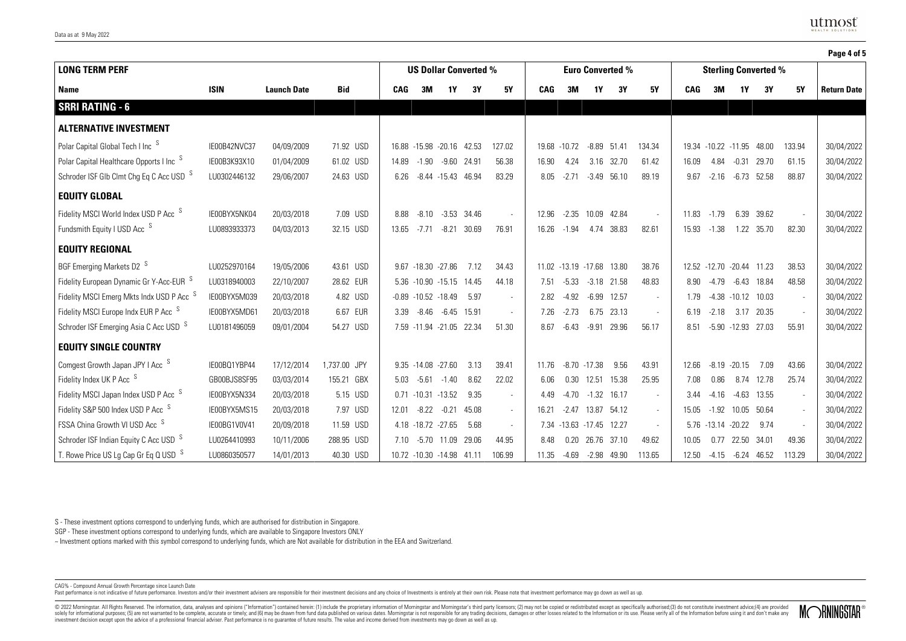Data as at 9 May 2022

| LONG TERM PERF | | | | US Dollar Converted % | | | | | Euro Converted % | | | | | Sterling Converted % | | | | | |
|---|---|---|---|---|---|---|---|---|---|---|---|---|---|---|---|---|---|---|---|
| Name | ISIN | Launch Date | Bid | CAG | 3M | 1Y | 3Y | 5Y | CAG | 3M | 1Y | 3Y | 5Y | CAG | 3M | 1Y | 3Y | 5Y | Return Date |
| **SRRI RATING - 6** | | | | | | | | | | | | | | | | | | | |
| **ALTERNATIVE INVESTMENT** | | | | | | | | | | | | | | | | | | | |
| Polar Capital Global Tech I Inc S | IE00B42NVC37 | 04/09/2009 | 71.92 USD | 16.88 | -15.98 | -20.16 | 42.53 | 127.02 | 19.68 | -10.72 | -8.89 | 51.41 | 134.34 | 19.34 | -10.22 | -11.95 | 48.00 | 133.94 | 30/04/2022 |
| Polar Capital Healthcare Opports I Inc S | IE00B3K93X10 | 01/04/2009 | 61.02 USD | 14.89 | -1.90 | -9.60 | 24.91 | 56.38 | 16.90 | 4.24 | 3.16 | 32.70 | 61.42 | 16.09 | 4.84 | -0.31 | 29.70 | 61.15 | 30/04/2022 |
| Schroder ISF Glb Clmt Chg Eq C Acc USD S | LU0302446132 | 29/06/2007 | 24.63 USD | 6.26 | -8.44 | -15.43 | 46.94 | 83.29 | 8.05 | -2.71 | -3.49 | 56.10 | 89.19 | 9.67 | -2.16 | -6.73 | 52.58 | 88.87 | 30/04/2022 |
| **EQUITY GLOBAL** | | | | | | | | | | | | | | | | | | | |
| Fidelity MSCI World Index USD P Acc S | IE00BYX5NK04 | 20/03/2018 | 7.09 USD | 8.88 | -8.10 | -3.53 | 34.46 | - | 12.96 | -2.35 | 10.09 | 42.84 | - | 11.83 | -1.79 | 6.39 | 39.62 | - | 30/04/2022 |
| Fundsmith Equity I USD Acc S | LU0893933373 | 04/03/2013 | 32.15 USD | 13.65 | -7.71 | -8.21 | 30.69 | 76.91 | 16.26 | -1.94 | 4.74 | 38.83 | 82.61 | 15.93 | -1.38 | 1.22 | 35.70 | 82.30 | 30/04/2022 |
| **EQUITY REGIONAL** | | | | | | | | | | | | | | | | | | | |
| BGF Emerging Markets D2 S | LU0252970164 | 19/05/2006 | 43.61 USD | 9.67 | -18.30 | -27.86 | 7.12 | 34.43 | 11.02 | -13.19 | -17.68 | 13.80 | 38.76 | 12.52 | -12.70 | -20.44 | 11.23 | 38.53 | 30/04/2022 |
| Fidelity European Dynamic Gr Y-Acc-EUR S | LU0318940003 | 22/10/2007 | 28.62 EUR | 5.36 | -10.90 | -15.15 | 14.45 | 44.18 | 7.51 | -5.33 | -3.18 | 21.58 | 48.83 | 8.90 | -4.79 | -6.43 | 18.84 | 48.58 | 30/04/2022 |
| Fidelity MSCI Emerg Mkts Indx USD P Acc S | IE00BYX5M039 | 20/03/2018 | 4.82 USD | -0.89 | -10.52 | -18.49 | 5.97 | - | 2.82 | -4.92 | -6.99 | 12.57 | - | 1.79 | -4.38 | -10.12 | 10.03 | - | 30/04/2022 |
| Fidelity MSCI Europe Indx EUR P Acc S | IE00BYX5MD61 | 20/03/2018 | 6.67 EUR | 3.39 | -8.46 | -6.45 | 15.91 | - | 7.26 | -2.73 | 6.75 | 23.13 | - | 6.19 | -2.18 | 3.17 | 20.35 | - | 30/04/2022 |
| Schroder ISF Emerging Asia C Acc USD S | LU0181496059 | 09/01/2004 | 54.27 USD | 7.59 | -11.94 | -21.05 | 22.34 | 51.30 | 8.67 | -6.43 | -9.91 | 29.96 | 56.17 | 8.51 | -5.90 | -12.93 | 27.03 | 55.91 | 30/04/2022 |
| **EQUITY SINGLE COUNTRY** | | | | | | | | | | | | | | | | | | | |
| Comgest Growth Japan JPY I Acc S | IE00BQ1YBP44 | 17/12/2014 | 1,737.00 JPY | 9.35 | -14.08 | -27.60 | 3.13 | 39.41 | 11.76 | -8.70 | -17.38 | 9.56 | 43.91 | 12.66 | -8.19 | -20.15 | 7.09 | 43.66 | 30/04/2022 |
| Fidelity Index UK P Acc S | GB00BJS8SF95 | 03/03/2014 | 155.21 GBX | 5.03 | -5.61 | -1.40 | 8.62 | 22.02 | 6.06 | 0.30 | 12.51 | 15.38 | 25.95 | 7.08 | 0.86 | 8.74 | 12.78 | 25.74 | 30/04/2022 |
| Fidelity MSCI Japan Index USD P Acc S | IE00BYX5N334 | 20/03/2018 | 5.15 USD | 0.71 | -10.31 | -13.52 | 9.35 | - | 4.49 | -4.70 | -1.32 | 16.17 | - | 3.44 | -4.16 | -4.63 | 13.55 | - | 30/04/2022 |
| Fidelity S&P 500 Index USD P Acc S | IE00BYX5MS15 | 20/03/2018 | 7.97 USD | 12.01 | -8.22 | -0.21 | 45.08 | - | 16.21 | -2.47 | 13.87 | 54.12 | - | 15.05 | -1.92 | 10.05 | 50.64 | - | 30/04/2022 |
| FSSA China Growth VI USD Acc S | IE00BG1V0V41 | 20/09/2018 | 11.59 USD | 4.18 | -18.72 | -27.65 | 5.68 | - | 7.34 | -13.63 | -17.45 | 12.27 | - | 5.76 | -13.14 | -20.22 | 9.74 | - | 30/04/2022 |
| Schroder ISF Indian Equity C Acc USD S | LU0264410993 | 10/11/2006 | 288.95 USD | 7.10 | -5.70 | 11.09 | 29.06 | 44.95 | 8.48 | 0.20 | 26.76 | 37.10 | 49.62 | 10.05 | 0.77 | 22.50 | 34.01 | 49.36 | 30/04/2022 |
| T. Rowe Price US Lg Cap Gr Eq Q USD S | LU0860350577 | 14/01/2013 | 40.30 USD | 10.72 | -10.30 | -14.98 | 41.11 | 106.99 | 11.35 | -4.69 | -2.98 | 49.90 | 113.65 | 12.50 | -4.15 | -6.24 | 46.52 | 113.29 | 30/04/2022 |

S - These investment options correspond to underlying funds, which are authorised for distribution in Singapore.

SGP - These investment options correspond to underlying funds, which are available to Singapore Investors ONLY

~ Investment options marked with this symbol correspond to underlying funds, which are Not available for distribution in the EEA and Switzerland.

CAG% - Compound Annual Growth Percentage since Launch Date

Past performance is not indicative of future performance. Investors and/or their investment advisers are responsible for their investment decisions and any choice of Investments is entirely at their own risk. Please note that investment performance may go down as well as up.

© 2022 Morningstar. All Rights Reserved. The information, data, analyses and opinions ("Information") contained herein: (1) include the proprietary information of Morningstar and Morningstar's third party licensors; (2) may not be copied or redistributed except as specifically authorised;(3) do not constitute investment advice;(4) are provided solely for informational purposes; (5) are not warranted to be complete, accurate or timely; and (6) may be drawn from fund data published on various dates. Morningstar is not responsible for any trading decisions, damages or other losses related to the Information or its use. Please verify all of the Information before using it and don't make any investment decision except upon the advice of a professional financial adviser. Past performance is no guarantee of future results. The value and income derived from investments may go down as well as up.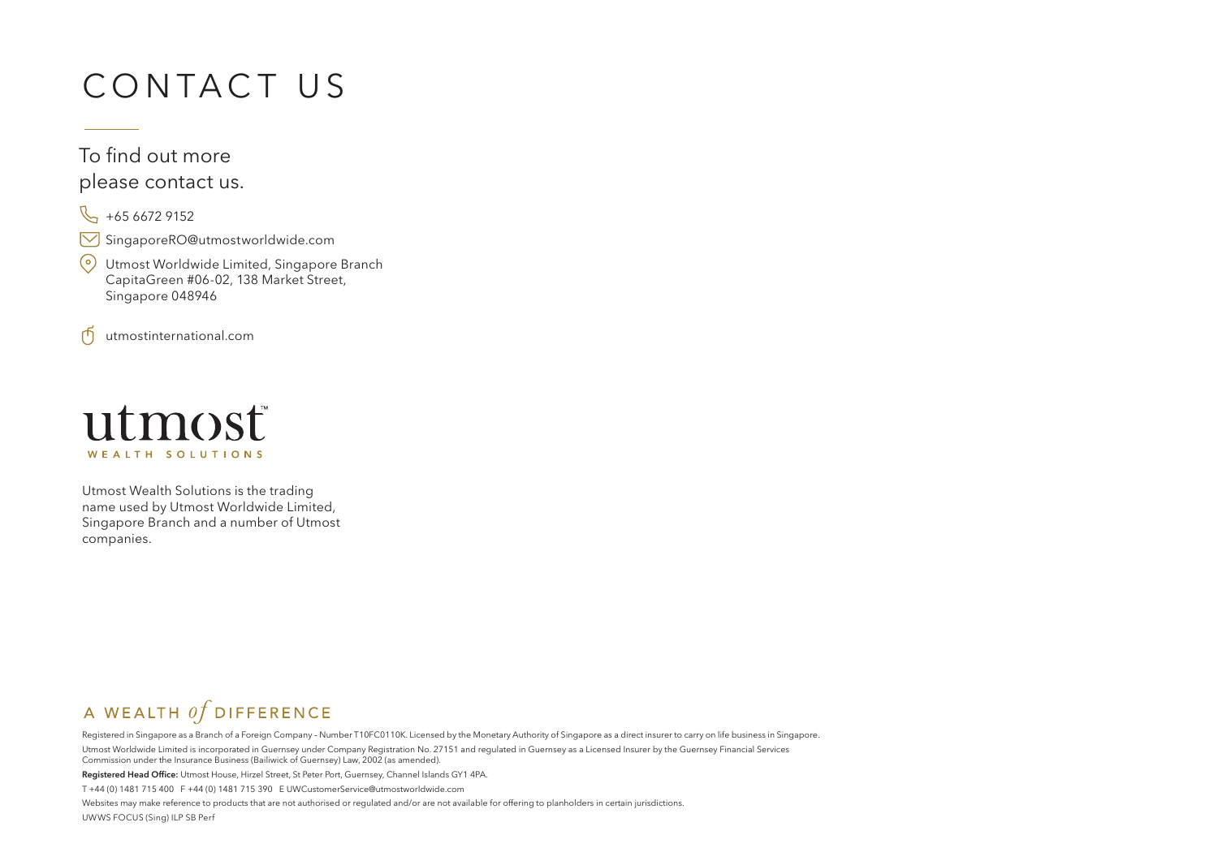# CONTACT US

To find out more
please contact us.

+65 6672 9152

SingaporeRO@utmostworldwide.com

Utmost Worldwide Limited, Singapore Branch
CapitaGreen #06-02, 138 Market Street,
Singapore 048946

utmostinternational.com

utmost™
WEALTH SOLUTIONS

Utmost Wealth Solutions is the trading name used by Utmost Worldwide Limited, Singapore Branch and a number of Utmost companies.

A WEALTH *of* DIFFERENCE

Registered in Singapore as a Branch of a Foreign Company – Number T10FC0110K. Licensed by the Monetary Authority of Singapore as a direct insurer to carry on life business in Singapore.

Utmost Worldwide Limited is incorporated in Guernsey under Company Registration No. 27151 and regulated in Guernsey as a Licensed Insurer by the Guernsey Financial Services Commission under the Insurance Business (Bailiwick of Guernsey) Law, 2002 (as amended).

**Registered Head Office:** Utmost House, Hirzel Street, St Peter Port, Guernsey, Channel Islands GY1 4PA.

T +44 (0) 1481 715 400 F +44 (0) 1481 715 390 E UWCustomerService@utmostworldwide.com

Websites may make reference to products that are not authorised or regulated and/or are not available for offering to planholders in certain jurisdictions.

UWWS FOCUS (Sing) ILP SB Perf